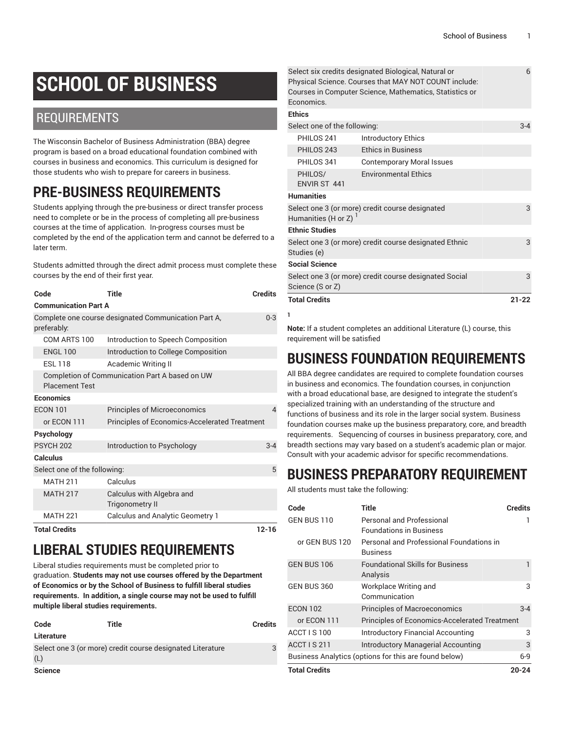# SCHOOL OF BUSINESS

## REQUIREMENTS

The Wisconsin Bachelor of Business Administration (BBA) degree program is based on a broad educational foundation combined with courses in business and economics. This curriculum is designed for those students who wish to prepare for careers in business.

## PRE-BUSINESS REQUIREMENTS

Students applying through the pre-business or direct transfer process need to complete or be in the process of completing all pre-business courses at the time of application. In-progress courses must be completed by the end of the application term and cannot be deferred to a later term.

Students admitted through the direct admit process must complete these courses by the end of their first year.

| Code | Title | Credits |
|---|---|---|
| **Communication Part A** | | |
| Complete one course designated Communication Part A, preferably: | | 0-3 |
| COM ARTS 100 | Introduction to Speech Composition | |
| ENGL 100 | Introduction to College Composition | |
| ESL 118 | Academic Writing II | |
| Completion of Communication Part A based on UW Placement Test | | |
| **Economics** | | |
| ECON 101 | Principles of Microeconomics | 4 |
| or ECON 111 | Principles of Economics-Accelerated Treatment | |
| **Psychology** | | |
| PSYCH 202 | Introduction to Psychology | 3-4 |
| **Calculus** | | |
| Select one of the following: | | 5 |
| MATH 211 | Calculus | |
| MATH 217 | Calculus with Algebra and Trigonometry II | |
| MATH 221 | Calculus and Analytic Geometry 1 | |
| **Total Credits** | | **12-16** |

## LIBERAL STUDIES REQUIREMENTS

Liberal studies requirements must be completed prior to graduation. **Students may not use courses offered by the Department of Economics or by the School of Business to fulfill liberal studies requirements. In addition, a single course may not be used to fulfill multiple liberal studies requirements.**

| Code | Title | Credits |
|---|---|---|
| **Literature** | | |
| Select one 3 (or more) credit course designated Literature (L) | | 3 |
| **Science** | | |
| Select six credits designated Biological, Natural or Physical Science. Courses that MAY NOT COUNT include: Courses in Computer Science, Mathematics, Statistics or Economics. | | 6 |
| **Ethics** | | |
| Select one of the following: | | 3-4 |
| PHILOS 241 | Introductory Ethics | |
| PHILOS 243 | Ethics in Business | |
| PHILOS 341 | Contemporary Moral Issues | |
| PHILOS/ ENVIR ST 441 | Environmental Ethics | |
| **Humanities** | | |
| Select one 3 (or more) credit course designated Humanities (H or Z) [1] | | 3 |
| **Ethnic Studies** | | |
| Select one 3 (or more) credit course designated Ethnic Studies (e) | | 3 |
| **Social Science** | | |
| Select one 3 (or more) credit course designated Social Science (S or Z) | | 3 |
| **Total Credits** | | **21-22** |

[1]

**Note:** If a student completes an additional Literature (L) course, this requirement will be satisfied

## BUSINESS FOUNDATION REQUIREMENTS

All BBA degree candidates are required to complete foundation courses in business and economics. The foundation courses, in conjunction with a broad educational base, are designed to integrate the student's specialized training with an understanding of the structure and functions of business and its role in the larger social system. Business foundation courses make up the business preparatory, core, and breadth requirements. Sequencing of courses in business preparatory, core, and breadth sections may vary based on a student's academic plan or major. Consult with your academic advisor for specific recommendations.

## BUSINESS PREPARATORY REQUIREMENT

All students must take the following:

| Code | Title | Credits |
|---|---|---|
| GEN BUS 110 | Personal and Professional Foundations in Business | 1 |
| or GEN BUS 120 | Personal and Professional Foundations in Business | |
| GEN BUS 106 | Foundational Skills for Business Analysis | 1 |
| GEN BUS 360 | Workplace Writing and Communication | 3 |
| ECON 102 | Principles of Macroeconomics | 3-4 |
| or ECON 111 | Principles of Economics-Accelerated Treatment | |
| ACCT I S 100 | Introductory Financial Accounting | 3 |
| ACCT I S 211 | Introductory Managerial Accounting | 3 |
| Business Analytics (options for this are found below) | | 6-9 |
| **Total Credits** | | **20-24** |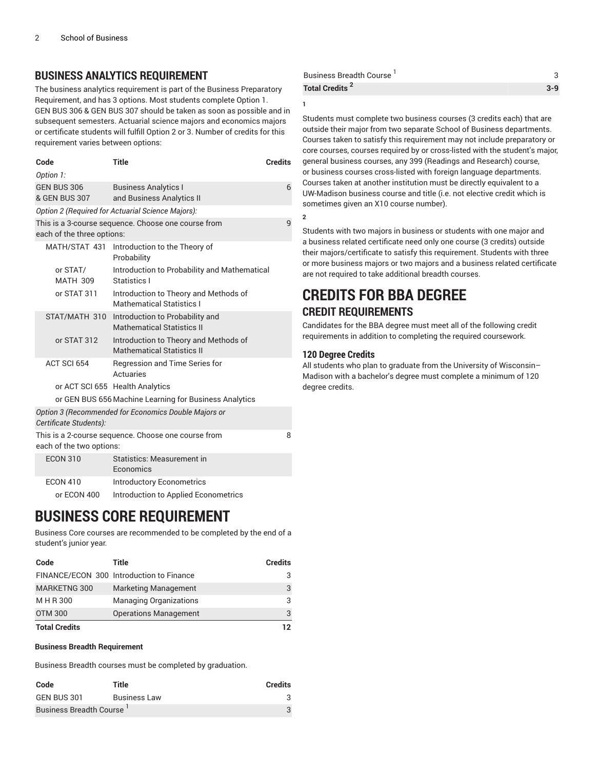## BUSINESS ANALYTICS REQUIREMENT

The business analytics requirement is part of the Business Preparatory Requirement, and has 3 options. Most students complete Option 1. GEN BUS 306 & GEN BUS 307 should be taken as soon as possible and in subsequent semesters. Actuarial science majors and economics majors or certificate students will fulfill Option 2 or 3. Number of credits for this requirement varies between options:

| Code | Title | Credits |
|---|---|---|
| *Option 1:* | | |
| GEN BUS 306 & GEN BUS 307 | Business Analytics I and Business Analytics II | 6 |
| *Option 2 (Required for Actuarial Science Majors):* | | |
| This is a 3-course sequence. Choose one course from each of the three options: | | 9 |
| MATH/STAT 431 | Introduction to the Theory of Probability | |
| or STAT/MATH 309 | Introduction to Probability and Mathematical Statistics I | |
| or STAT 311 | Introduction to Theory and Methods of Mathematical Statistics I | |
| STAT/MATH 310 | Introduction to Probability and Mathematical Statistics II | |
| or STAT 312 | Introduction to Theory and Methods of Mathematical Statistics II | |
| ACT SCI 654 | Regression and Time Series for Actuaries | |
| or ACT SCI 655 | Health Analytics | |
| or GEN BUS 656 | Machine Learning for Business Analytics | |
| *Option 3 (Recommended for Economics Double Majors or Certificate Students):* | | |
| This is a 2-course sequence. Choose one course from each of the two options: | | 8 |
| ECON 310 | Statistics: Measurement in Economics | |
| ECON 410 | Introductory Econometrics | |
| or ECON 400 | Introduction to Applied Econometrics | |

# BUSINESS CORE REQUIREMENT

Business Core courses are recommended to be completed by the end of a student's junior year.

| Code | Title | Credits |
|---|---|---|
| FINANCE/ECON 300 | Introduction to Finance | 3 |
| MARKETNG 300 | Marketing Management | 3 |
| M H R 300 | Managing Organizations | 3 |
| OTM 300 | Operations Management | 3 |
| **Total Credits** | | **12** |

#### Business Breadth Requirement

Business Breadth courses must be completed by graduation.

| Code | Title | Credits |
|---|---|---|
| GEN BUS 301 | Business Law | 3 |
| Business Breadth Course [1] | | 3 |
| Business Breadth Course [1] | | 3 |
| **Total Credits [2]** | | **3-9** |

1

Students must complete two business courses (3 credits each) that are outside their major from two separate School of Business departments. Courses taken to satisfy this requirement may not include preparatory or core courses, courses required by or cross-listed with the student's major, general business courses, any 399 (Readings and Research) course, or business courses cross-listed with foreign language departments. Courses taken at another institution must be directly equivalent to a UW-Madison business course and title (i.e. not elective credit which is sometimes given an X10 course number).

2

Students with two majors in business or students with one major and a business related certificate need only one course (3 credits) outside their majors/certificate to satisfy this requirement. Students with three or more business majors or two majors and a business related certificate are not required to take additional breadth courses.

# CREDITS FOR BBA DEGREE

## CREDIT REQUIREMENTS

Candidates for the BBA degree must meet all of the following credit requirements in addition to completing the required coursework.

### 120 Degree Credits

All students who plan to graduate from the University of Wisconsin–Madison with a bachelor's degree must complete a minimum of 120 degree credits.